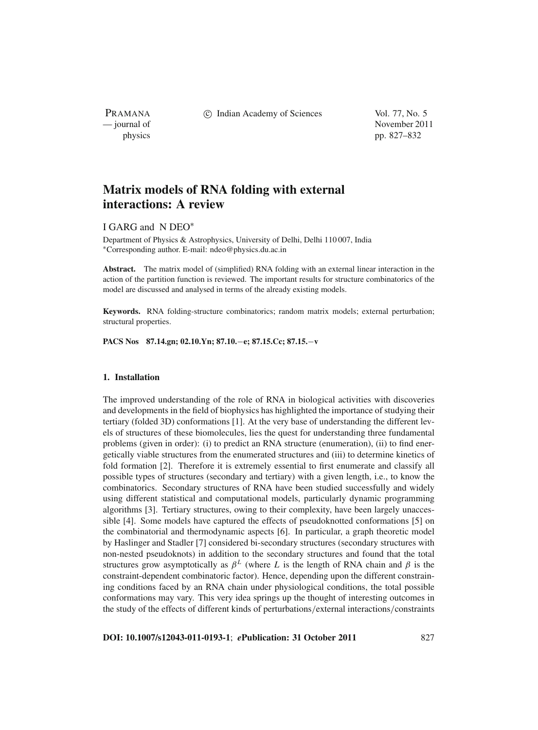# Matrix models of RNA folding with external interactions: A review

I GARG and N DEO*

Department of Physics & Astrophysics, University of Delhi, Delhi 110 007, India
*Corresponding author. E-mail: ndeo@physics.du.ac.in

**Abstract.** The matrix model of (simplified) RNA folding with an external linear interaction in the action of the partition function is reviewed. The important results for structure combinatorics of the model are discussed and analysed in terms of the already existing models.

**Keywords.** RNA folding-structure combinatorics; random matrix models; external perturbation; structural properties.

**PACS Nos** 87.14.gn; 02.10.Yn; 87.10.−e; 87.15.Cc; 87.15.−v

## 1. Installation

The improved understanding of the role of RNA in biological activities with discoveries and developments in the field of biophysics has highlighted the importance of studying their tertiary (folded 3D) conformations [1]. At the very base of understanding the different levels of structures of these biomolecules, lies the quest for understanding three fundamental problems (given in order): (i) to predict an RNA structure (enumeration), (ii) to find energetically viable structures from the enumerated structures and (iii) to determine kinetics of fold formation [2]. Therefore it is extremely essential to first enumerate and classify all possible types of structures (secondary and tertiary) with a given length, i.e., to know the combinatorics. Secondary structures of RNA have been studied successfully and widely using different statistical and computational models, particularly dynamic programming algorithms [3]. Tertiary structures, owing to their complexity, have been largely unaccessible [4]. Some models have captured the effects of pseudoknotted conformations [5] on the combinatorial and thermodynamic aspects [6]. In particular, a graph theoretic model by Haslinger and Stadler [7] considered bi-secondary structures (secondary structures with non-nested pseudoknots) in addition to the secondary structures and found that the total structures grow asymptotically as $\beta^L$ (where $L$ is the length of RNA chain and $\beta$ is the constraint-dependent combinatoric factor). Hence, depending upon the different constraining conditions faced by an RNA chain under physiological conditions, the total possible conformations may vary. This very idea springs up the thought of interesting outcomes in the study of the effects of different kinds of perturbations/external interactions/constraints

**DOI: 10.1007/s12043-011-0193-1**; ***e*Publication: 31 October 2011**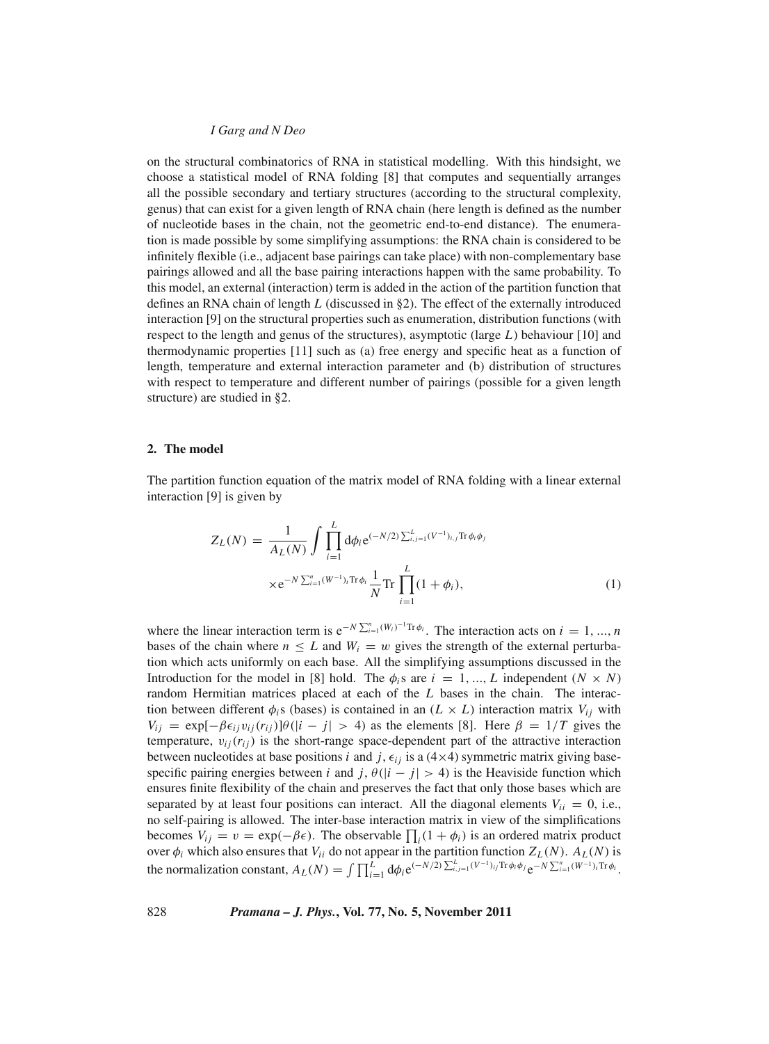on the structural combinatorics of RNA in statistical modelling. With this hindsight, we choose a statistical model of RNA folding [8] that computes and sequentially arranges all the possible secondary and tertiary structures (according to the structural complexity, genus) that can exist for a given length of RNA chain (here length is defined as the number of nucleotide bases in the chain, not the geometric end-to-end distance). The enumeration is made possible by some simplifying assumptions: the RNA chain is considered to be infinitely flexible (i.e., adjacent base pairings can take place) with non-complementary base pairings allowed and all the base pairing interactions happen with the same probability. To this model, an external (interaction) term is added in the action of the partition function that defines an RNA chain of length $L$ (discussed in §2). The effect of the externally introduced interaction [9] on the structural properties such as enumeration, distribution functions (with respect to the length and genus of the structures), asymptotic (large $L$) behaviour [10] and thermodynamic properties [11] such as (a) free energy and specific heat as a function of length, temperature and external interaction parameter and (b) distribution of structures with respect to temperature and different number of pairings (possible for a given length structure) are studied in §2.

## 2. The model

The partition function equation of the matrix model of RNA folding with a linear external interaction [9] is given by

$$Z_L(N) = \frac{1}{A_L(N)} \int \prod_{i=1}^{L} \mathrm{d}\phi_i \mathrm{e}^{(-N/2)\sum_{i,j=1}^{L}(V^{-1})_{i,j}\mathrm{Tr}\,\phi_i\phi_j} \times \mathrm{e}^{-N\sum_{i=1}^{n}(W^{-1})_i \mathrm{Tr}\,\phi_i} \frac{1}{N}\mathrm{Tr}\prod_{i=1}^{L}(1+\phi_i), \tag{1}$$

where the linear interaction term is $\mathrm{e}^{-N\sum_{i=1}^{n}(W_i)^{-1}\mathrm{Tr}\,\phi_i}$. The interaction acts on $i = 1, ..., n$ bases of the chain where $n \leq L$ and $W_i = w$ gives the strength of the external perturbation which acts uniformly on each base. All the simplifying assumptions discussed in the Introduction for the model in [8] hold. The $\phi_i$s are $i = 1, ..., L$ independent $(N \times N)$ random Hermitian matrices placed at each of the $L$ bases in the chain. The interaction between different $\phi_i$s (bases) is contained in an $(L \times L)$ interaction matrix $V_{ij}$ with $V_{ij} = \exp[-\beta\epsilon_{ij}v_{ij}(r_{ij})]\theta(|i-j| > 4)$ as the elements [8]. Here $\beta = 1/T$ gives the temperature, $v_{ij}(r_{ij})$ is the short-range space-dependent part of the attractive interaction between nucleotides at base positions $i$ and $j$, $\epsilon_{ij}$ is a $(4{\times}4)$ symmetric matrix giving base-specific pairing energies between $i$ and $j$, $\theta(|i-j| > 4)$ is the Heaviside function which ensures finite flexibility of the chain and preserves the fact that only those bases which are separated by at least four positions can interact. All the diagonal elements $V_{ii} = 0$, i.e., no self-pairing is allowed. The inter-base interaction matrix in view of the simplifications becomes $V_{ij} = v = \exp(-\beta\epsilon)$. The observable $\prod_i(1+\phi_i)$ is an ordered matrix product over $\phi_i$ which also ensures that $V_{ii}$ do not appear in the partition function $Z_L(N)$. $A_L(N)$ is the normalization constant, $A_L(N) = \int\prod_{i=1}^{L}\mathrm{d}\phi_i \mathrm{e}^{(-N/2)\sum_{i,j=1}^{L}(V^{-1})_{ij}\mathrm{Tr}\,\phi_i\phi_j}\mathrm{e}^{-N\sum_{i=1}^{n}(W^{-1})_i\mathrm{Tr}\,\phi_i}$.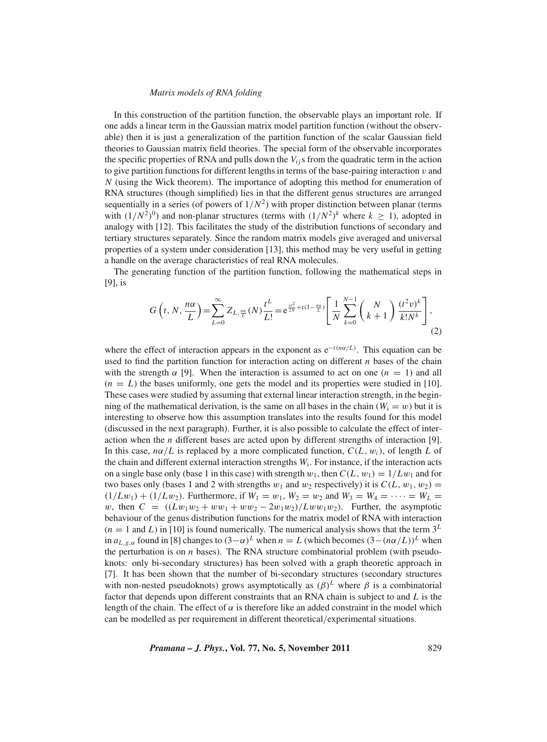In this construction of the partition function, the observable plays an important role. If one adds a linear term in the Gaussian matrix model partition function (without the observable) then it is just a generalization of the partition function of the scalar Gaussian field theories to Gaussian matrix field theories. The special form of the observable incorporates the specific properties of RNA and pulls down the $V_{ij}$s from the quadratic term in the action to give partition functions for different lengths in terms of the base-pairing interaction $v$ and $N$ (using the Wick theorem). The importance of adopting this method for enumeration of RNA structures (though simplified) lies in that the different genus structures are arranged sequentially in a series (of powers of $1/N^2$) with proper distinction between planar (terms with $(1/N^2)^0$) and non-planar structures (terms with $(1/N^2)^k$ where $k \geq 1$), adopted in analogy with [12]. This facilitates the study of the distribution functions of secondary and tertiary structures separately. Since the random matrix models give averaged and universal properties of a system under consideration [13], this method may be very useful in getting a handle on the average characteristics of real RNA molecules.

The generating function of the partition function, following the mathematical steps in [9], is

$$G\left(t, N, \frac{n\alpha}{L}\right) = \sum_{L=0}^{\infty} Z_{L,\frac{n\alpha}{L}}(N)\frac{t^L}{L!} = \mathrm{e}^{\frac{vt^2}{2N}+t\left(1-\frac{n\alpha}{L}\right)}\left[\frac{1}{N}\sum_{k=0}^{N-1}\binom{N}{k+1}\frac{(t^2 v)^k}{k!N^k}\right], \tag{2}$$

where the effect of interaction appears in the exponent as $\mathrm{e}^{-t(n\alpha/L)}$. This equation can be used to find the partition function for interaction acting on different $n$ bases of the chain with the strength $\alpha$ [9]. When the interaction is assumed to act on one ($n = 1$) and all ($n = L$) the bases uniformly, one gets the model and its properties were studied in [10]. These cases were studied by assuming that external linear interaction strength, in the beginning of the mathematical derivation, is the same on all bases in the chain ($W_{\mathrm{i}} = w$) but it is interesting to observe how this assumption translates into the results found for this model (discussed in the next paragraph). Further, it is also possible to calculate the effect of interaction when the $n$ different bases are acted upon by different strengths of interaction [9]. In this case, $n\alpha/L$ is replaced by a more complicated function, $C(L, w_i)$, of length $L$ of the chain and different external interaction strengths $W_{\mathrm{i}}$. For instance, if the interaction acts on a single base only (base 1 in this case) with strength $w_1$, then $C(L, w_1) = 1/Lw_1$ and for two bases only (bases 1 and 2 with strengths $w_1$ and $w_2$ respectively) it is $C(L, w_1, w_2) = (1/Lw_1) + (1/Lw_2)$. Furthermore, if $W_1 = w_1$, $W_2 = w_2$ and $W_3 = W_4 = \cdots = W_L = w$, then $C = ((Lw_1w_2 + ww_1 + ww_2 - 2w_1w_2)/Lww_1w_2)$. Further, the asymptotic behaviour of the genus distribution functions for the matrix model of RNA with interaction ($n = 1$ and $L$) in [10] is found numerically. The numerical analysis shows that the term $3^L$ in $a_{L,g,\alpha}$ found in [8] changes to $(3-\alpha)^L$ when $n = L$ (which becomes $(3-(n\alpha/L))^L$ when the perturbation is on $n$ bases). The RNA structure combinatorial problem (with pseudoknots: only bi-secondary structures) has been solved with a graph theoretic approach in [7]. It has been shown that the number of bi-secondary structures (secondary structures with non-nested pseudoknots) grows asymptotically as $(\beta)^L$ where $\beta$ is a combinatorial factor that depends upon different constraints that an RNA chain is subject to and $L$ is the length of the chain. The effect of $\alpha$ is therefore like an added constraint in the model which can be modelled as per requirement in different theoretical/experimental situations.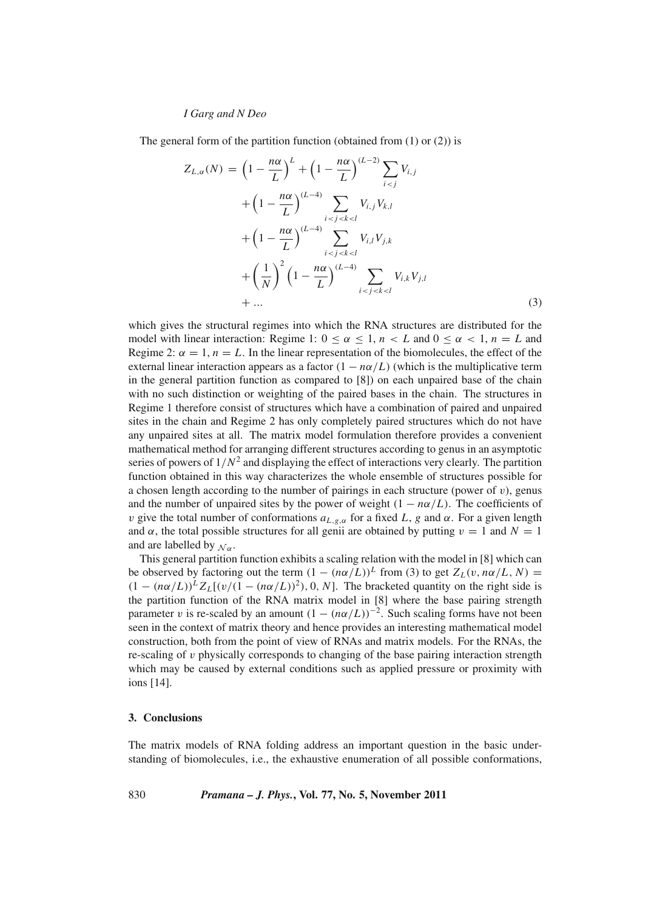The general form of the partition function (obtained from (1) or (2)) is

$$
\begin{aligned}
Z_{L,\alpha}(N) = & \left(1 - \frac{n\alpha}{L}\right)^{L} + \left(1 - \frac{n\alpha}{L}\right)^{(L-2)} \sum_{i<j} V_{i,j} \\
& + \left(1 - \frac{n\alpha}{L}\right)^{(L-4)} \sum_{i<j<k<l} V_{i,j} V_{k,l} \\
& + \left(1 - \frac{n\alpha}{L}\right)^{(L-4)} \sum_{i<j<k<l} V_{i,l} V_{j,k} \\
& + \left(\frac{1}{N}\right)^{2} \left(1 - \frac{n\alpha}{L}\right)^{(L-4)} \sum_{i<j<k<l} V_{i,k} V_{j,l} \\
& + \ldots
\end{aligned} \tag{3}
$$

which gives the structural regimes into which the RNA structures are distributed for the model with linear interaction: Regime 1: $0 \leq \alpha \leq 1$, $n < L$ and $0 \leq \alpha < 1$, $n = L$ and Regime 2: $\alpha = 1$, $n = L$. In the linear representation of the biomolecules, the effect of the external linear interaction appears as a factor $(1 - n\alpha/L)$ (which is the multiplicative term in the general partition function as compared to [8]) on each unpaired base of the chain with no such distinction or weighting of the paired bases in the chain. The structures in Regime 1 therefore consist of structures which have a combination of paired and unpaired sites in the chain and Regime 2 has only completely paired structures which do not have any unpaired sites at all. The matrix model formulation therefore provides a convenient mathematical method for arranging different structures according to genus in an asymptotic series of powers of $1/N^2$ and displaying the effect of interactions very clearly. The partition function obtained in this way characterizes the whole ensemble of structures possible for a chosen length according to the number of pairings in each structure (power of $v$), genus and the number of unpaired sites by the power of weight $(1 - n\alpha/L)$. The coefficients of $v$ give the total number of conformations $a_{L,g,\alpha}$ for a fixed $L$, $g$ and $\alpha$. For a given length and $\alpha$, the total possible structures for all genii are obtained by putting $v = 1$ and $N = 1$ and are labelled by $\mathcal{N}_{\alpha}$.

This general partition function exhibits a scaling relation with the model in [8] which can be observed by factoring out the term $(1 - (n\alpha/L))^{L}$ from (3) to get $Z_L(v, n\alpha/L, N) = (1 - (n\alpha/L))^{L} Z_L[(v/(1 - (n\alpha/L))^2), 0, N]$. The bracketed quantity on the right side is the partition function of the RNA matrix model in [8] where the base pairing strength parameter $v$ is re-scaled by an amount $(1 - (n\alpha/L))^{-2}$. Such scaling forms have not been seen in the context of matrix theory and hence provides an interesting mathematical model construction, both from the point of view of RNAs and matrix models. For the RNAs, the re-scaling of $v$ physically corresponds to changing of the base pairing interaction strength which may be caused by external conditions such as applied pressure or proximity with ions [14].

## 3. Conclusions

The matrix models of RNA folding address an important question in the basic understanding of biomolecules, i.e., the exhaustive enumeration of all possible conformations,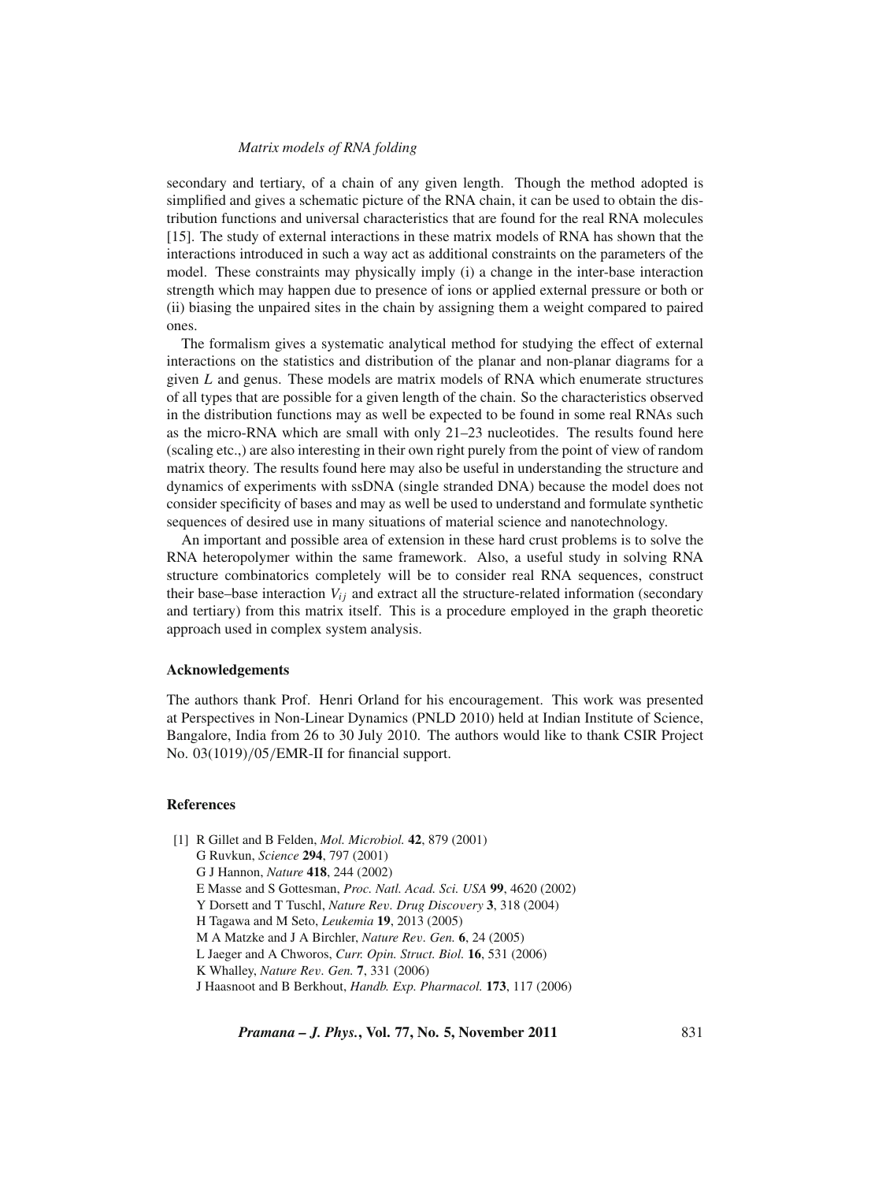secondary and tertiary, of a chain of any given length. Though the method adopted is simplified and gives a schematic picture of the RNA chain, it can be used to obtain the distribution functions and universal characteristics that are found for the real RNA molecules [15]. The study of external interactions in these matrix models of RNA has shown that the interactions introduced in such a way act as additional constraints on the parameters of the model. These constraints may physically imply (i) a change in the inter-base interaction strength which may happen due to presence of ions or applied external pressure or both or (ii) biasing the unpaired sites in the chain by assigning them a weight compared to paired ones.

The formalism gives a systematic analytical method for studying the effect of external interactions on the statistics and distribution of the planar and non-planar diagrams for a given $L$ and genus. These models are matrix models of RNA which enumerate structures of all types that are possible for a given length of the chain. So the characteristics observed in the distribution functions may as well be expected to be found in some real RNAs such as the micro-RNA which are small with only 21–23 nucleotides. The results found here (scaling etc.,) are also interesting in their own right purely from the point of view of random matrix theory. The results found here may also be useful in understanding the structure and dynamics of experiments with ssDNA (single stranded DNA) because the model does not consider specificity of bases and may as well be used to understand and formulate synthetic sequences of desired use in many situations of material science and nanotechnology.

An important and possible area of extension in these hard crust problems is to solve the RNA heteropolymer within the same framework. Also, a useful study in solving RNA structure combinatorics completely will be to consider real RNA sequences, construct their base–base interaction $V_{ij}$ and extract all the structure-related information (secondary and tertiary) from this matrix itself. This is a procedure employed in the graph theoretic approach used in complex system analysis.

## Acknowledgements

The authors thank Prof. Henri Orland for his encouragement. This work was presented at Perspectives in Non-Linear Dynamics (PNLD 2010) held at Indian Institute of Science, Bangalore, India from 26 to 30 July 2010. The authors would like to thank CSIR Project No. 03(1019)/05/EMR-II for financial support.

## References

[1] R Gillet and B Felden, *Mol. Microbiol.* **42**, 879 (2001)
G Ruvkun, *Science* **294**, 797 (2001)
G J Hannon, *Nature* **418**, 244 (2002)
E Masse and S Gottesman, *Proc. Natl. Acad. Sci. USA* **99**, 4620 (2002)
Y Dorsett and T Tuschl, *Nature Rev. Drug Discovery* **3**, 318 (2004)
H Tagawa and M Seto, *Leukemia* **19**, 2013 (2005)
M A Matzke and J A Birchler, *Nature Rev. Gen.* **6**, 24 (2005)
L Jaeger and A Chworos, *Curr. Opin. Struct. Biol.* **16**, 531 (2006)
K Whalley, *Nature Rev. Gen.* **7**, 331 (2006)
J Haasnoot and B Berkhout, *Handb. Exp. Pharmacol.* **173**, 117 (2006)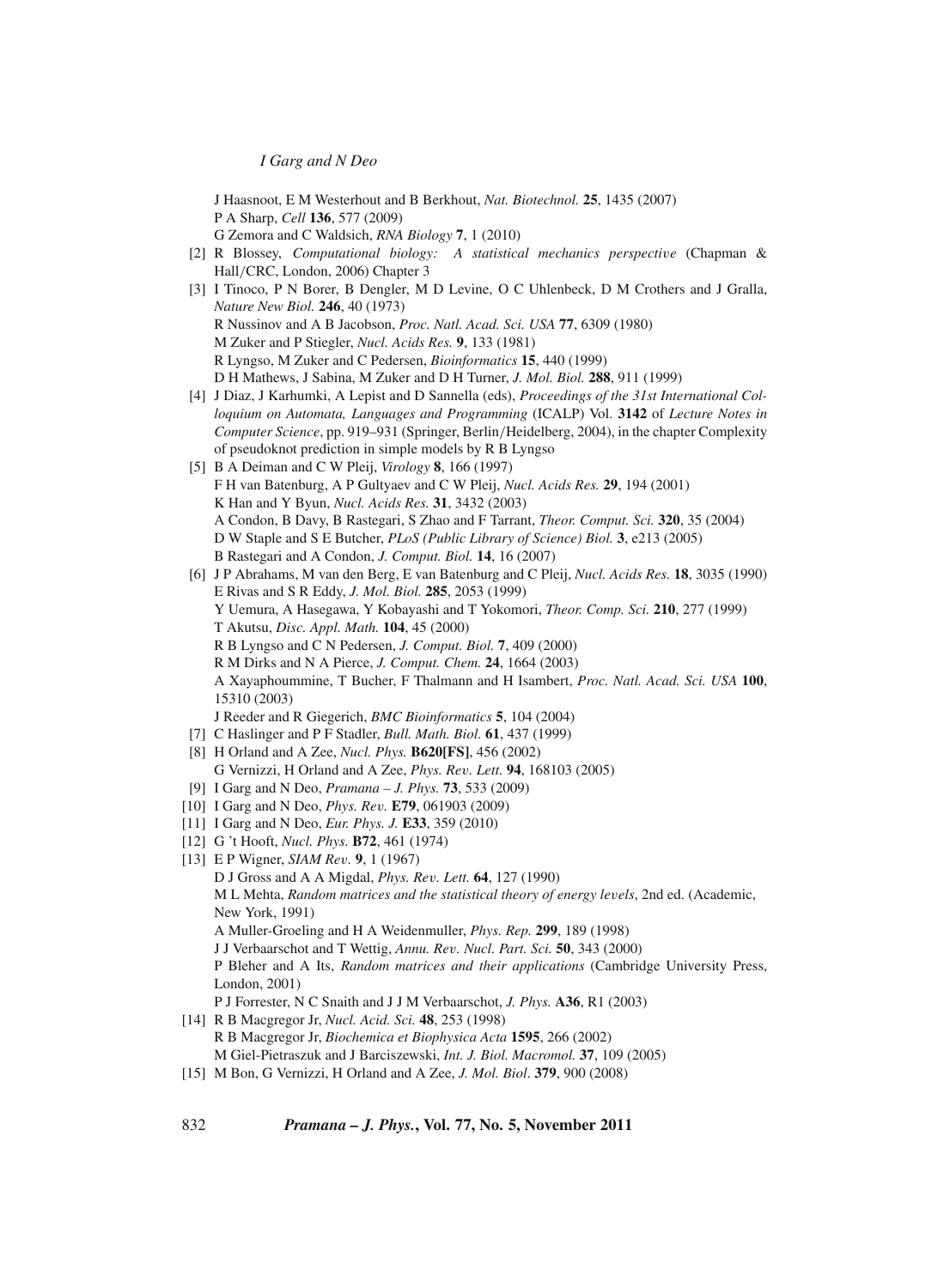J Haasnoot, E M Westerhout and B Berkhout, *Nat. Biotechnol.* **25**, 1435 (2007)
P A Sharp, *Cell* **136**, 577 (2009)
G Zemora and C Waldsich, *RNA Biology* **7**, 1 (2010)

[2] R Blossey, *Computational biology: A statistical mechanics perspective* (Chapman & Hall/CRC, London, 2006) Chapter 3

[3] I Tinoco, P N Borer, B Dengler, M D Levine, O C Uhlenbeck, D M Crothers and J Gralla, *Nature New Biol.* **246**, 40 (1973)
R Nussinov and A B Jacobson, *Proc. Natl. Acad. Sci. USA* **77**, 6309 (1980)
M Zuker and P Stiegler, *Nucl. Acids Res.* **9**, 133 (1981)
R Lyngso, M Zuker and C Pedersen, *Bioinformatics* **15**, 440 (1999)
D H Mathews, J Sabina, M Zuker and D H Turner, *J. Mol. Biol.* **288**, 911 (1999)

[4] J Diaz, J Karhumki, A Lepist and D Sannella (eds), *Proceedings of the 31st International Colloquium on Automata, Languages and Programming* (ICALP) Vol. **3142** of *Lecture Notes in Computer Science*, pp. 919–931 (Springer, Berlin/Heidelberg, 2004), in the chapter Complexity of pseudoknot prediction in simple models by R B Lyngso

[5] B A Deiman and C W Pleij, *Virology* **8**, 166 (1997)
F H van Batenburg, A P Gultyaev and C W Pleij, *Nucl. Acids Res.* **29**, 194 (2001)
K Han and Y Byun, *Nucl. Acids Res.* **31**, 3432 (2003)
A Condon, B Davy, B Rastegari, S Zhao and F Tarrant, *Theor. Comput. Sci.* **320**, 35 (2004)
D W Staple and S E Butcher, *PLoS (Public Library of Science) Biol.* **3**, e213 (2005)
B Rastegari and A Condon, *J. Comput. Biol.* **14**, 16 (2007)

[6] J P Abrahams, M van den Berg, E van Batenburg and C Pleij, *Nucl. Acids Res.* **18**, 3035 (1990)
E Rivas and S R Eddy, *J. Mol. Biol.* **285**, 2053 (1999)
Y Uemura, A Hasegawa, Y Kobayashi and T Yokomori, *Theor. Comp. Sci.* **210**, 277 (1999)
T Akutsu, *Disc. Appl. Math.* **104**, 45 (2000)
R B Lyngso and C N Pedersen, *J. Comput. Biol.* **7**, 409 (2000)
R M Dirks and N A Pierce, *J. Comput. Chem.* **24**, 1664 (2003)
A Xayaphoummine, T Bucher, F Thalmann and H Isambert, *Proc. Natl. Acad. Sci. USA* **100**, 15310 (2003)
J Reeder and R Giegerich, *BMC Bioinformatics* **5**, 104 (2004)

[7] C Haslinger and P F Stadler, *Bull. Math. Biol.* **61**, 437 (1999)

[8] H Orland and A Zee, *Nucl. Phys.* **B620[FS]**, 456 (2002)
G Vernizzi, H Orland and A Zee, *Phys. Rev. Lett.* **94**, 168103 (2005)

[9] I Garg and N Deo, *Pramana – J. Phys.* **73**, 533 (2009)

[10] I Garg and N Deo, *Phys. Rev.* **E79**, 061903 (2009)

[11] I Garg and N Deo, *Eur. Phys. J.* **E33**, 359 (2010)

[12] G 't Hooft, *Nucl. Phys.* **B72**, 461 (1974)

[13] E P Wigner, *SIAM Rev.* **9**, 1 (1967)
D J Gross and A A Migdal, *Phys. Rev. Lett.* **64**, 127 (1990)
M L Mehta, *Random matrices and the statistical theory of energy levels*, 2nd ed. (Academic, New York, 1991)
A Muller-Groeling and H A Weidenmuller, *Phys. Rep.* **299**, 189 (1998)
J J Verbaarschot and T Wettig, *Annu. Rev. Nucl. Part. Sci.* **50**, 343 (2000)
P Bleher and A Its, *Random matrices and their applications* (Cambridge University Press, London, 2001)
P J Forrester, N C Snaith and J J M Verbaarschot, *J. Phys.* **A36**, R1 (2003)

[14] R B Macgregor Jr, *Nucl. Acid. Sci.* **48**, 253 (1998)
R B Macgregor Jr, *Biochemica et Biophysica Acta* **1595**, 266 (2002)
M Giel-Pietraszuk and J Barciszewski, *Int. J. Biol. Macromol.* **37**, 109 (2005)

[15] M Bon, G Vernizzi, H Orland and A Zee, *J. Mol. Biol*. **379**, 900 (2008)